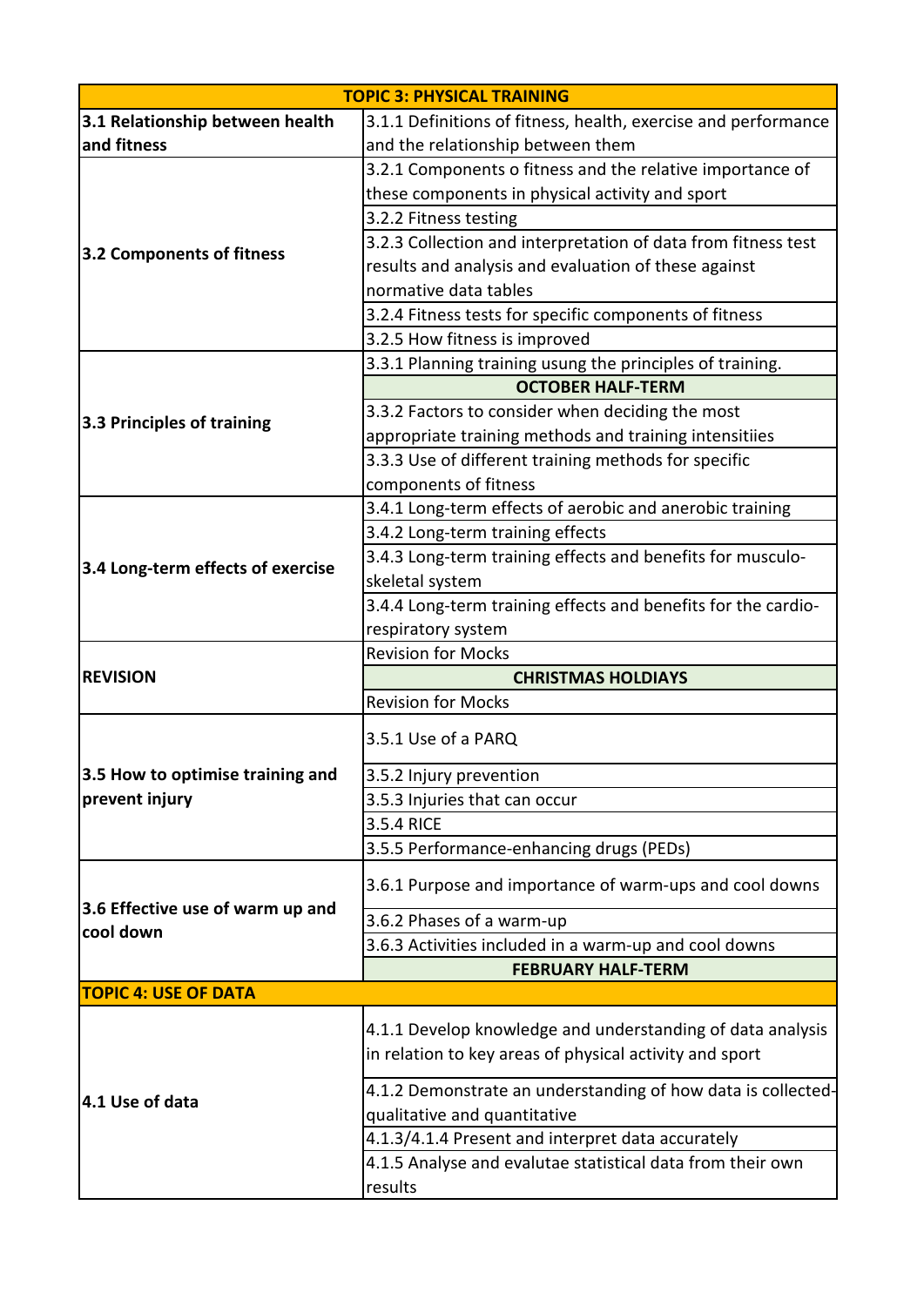| TOPIC 3: PHYSICAL TRAINING | |
|---|---|
| **3.1 Relationship between health and fitness** | 3.1.1 Definitions of fitness, health, exercise and performance and the relationship between them |
| **3.2 Components of fitness** | 3.2.1 Components o fitness and the relative importance of these components in physical activity and sport |
| | 3.2.2 Fitness testing |
| | 3.2.3 Collection and interpretation of data from fitness test results and analysis and evaluation of these against normative data tables |
| | 3.2.4 Fitness tests for specific components of fitness |
| | 3.2.5 How fitness is improved |
| **3.3 Principles of training** | 3.3.1 Planning training usung the principles of training. |
| | **OCTOBER HALF-TERM** |
| | 3.3.2 Factors to consider when deciding the most appropriate training methods and training intensitiies |
| | 3.3.3 Use of different training methods for specific components of fitness |
| **3.4 Long-term effects of exercise** | 3.4.1 Long-term effects of aerobic and anerobic training |
| | 3.4.2 Long-term training effects |
| | 3.4.3 Long-term training effects and benefits for musculo-skeletal system |
| | 3.4.4 Long-term training effects and benefits for the cardio-respiratory system |
| **REVISION** | Revision for Mocks |
| | **CHRISTMAS HOLDIAYS** |
| | Revision for Mocks |
| **3.5 How to optimise training and prevent injury** | 3.5.1 Use of a PARQ |
| | 3.5.2 Injury prevention |
| | 3.5.3 Injuries that can occur |
| | 3.5.4 RICE |
| | 3.5.5 Performance-enhancing drugs (PEDs) |
| **3.6 Effective use of warm up and cool down** | 3.6.1 Purpose and importance of warm-ups and cool downs |
| | 3.6.2 Phases of a warm-up |
| | 3.6.3 Activities included in a warm-up and cool downs |
| | **FEBRUARY HALF-TERM** |
| **TOPIC 4: USE OF DATA** | |
| **4.1 Use of data** | 4.1.1 Develop knowledge and understanding of data analysis in relation to key areas of physical activity and sport |
| | 4.1.2 Demonstrate an understanding of how data is collected- qualitative and quantitative |
| | 4.1.3/4.1.4 Present and interpret data accurately |
| | 4.1.5 Analyse and evalutae statistical data from their own results |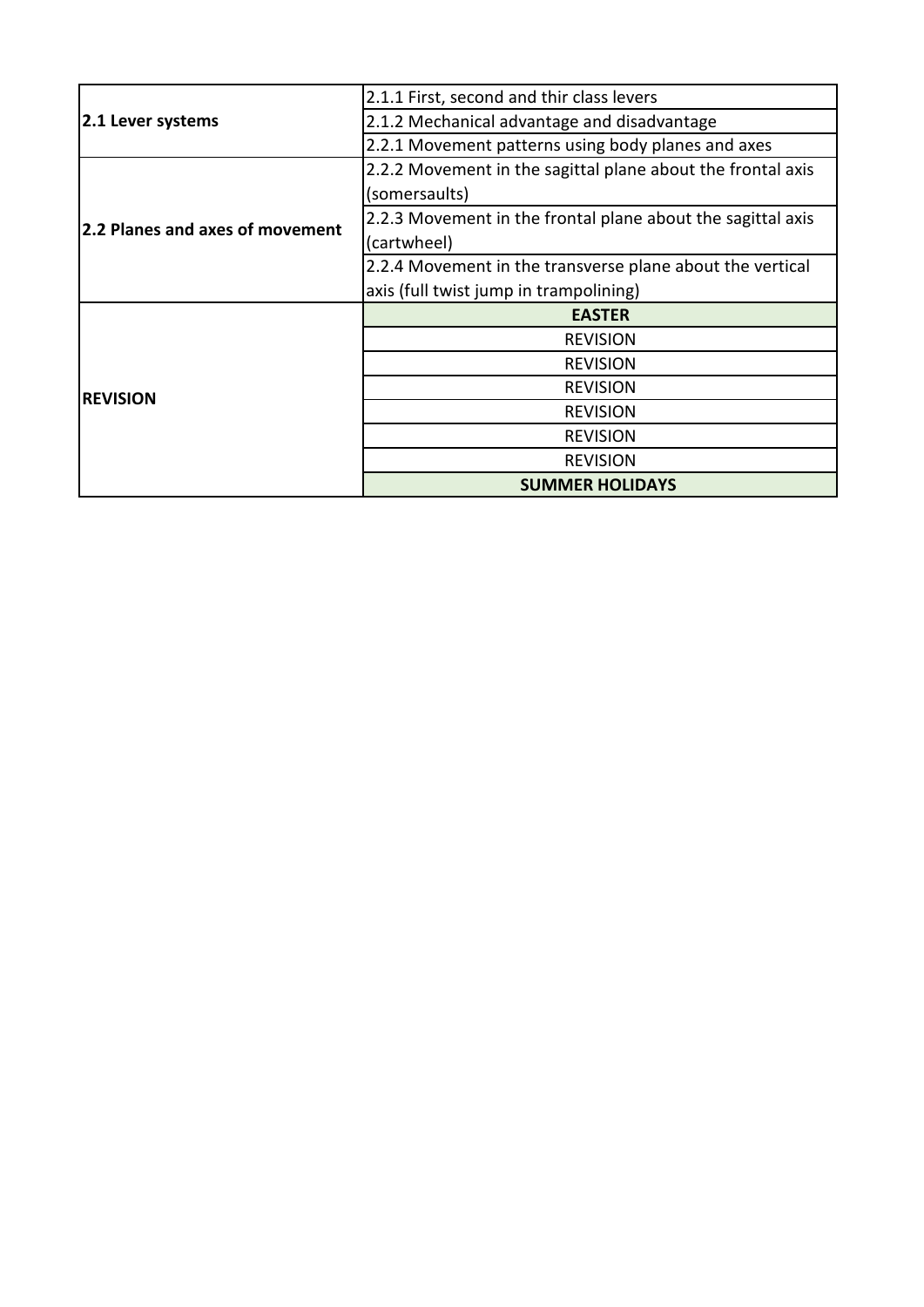| | |
|---|---|
| **2.1 Lever systems** | 2.1.1 First, second and thir class levers |
| | 2.1.2 Mechanical advantage and disadvantage |
| | 2.2.1 Movement patterns using body planes and axes |
| **2.2 Planes and axes of movement** | 2.2.2 Movement in the sagittal plane about the frontal axis (somersaults) |
| | 2.2.3 Movement in the frontal plane about the sagittal axis (cartwheel) |
| | 2.2.4 Movement in the transverse plane about the vertical axis (full twist jump in trampolining) |
| **REVISION** | **EASTER** |
| | REVISION |
| | REVISION |
| | REVISION |
| | REVISION |
| | REVISION |
| | REVISION |
| | **SUMMER HOLIDAYS** |